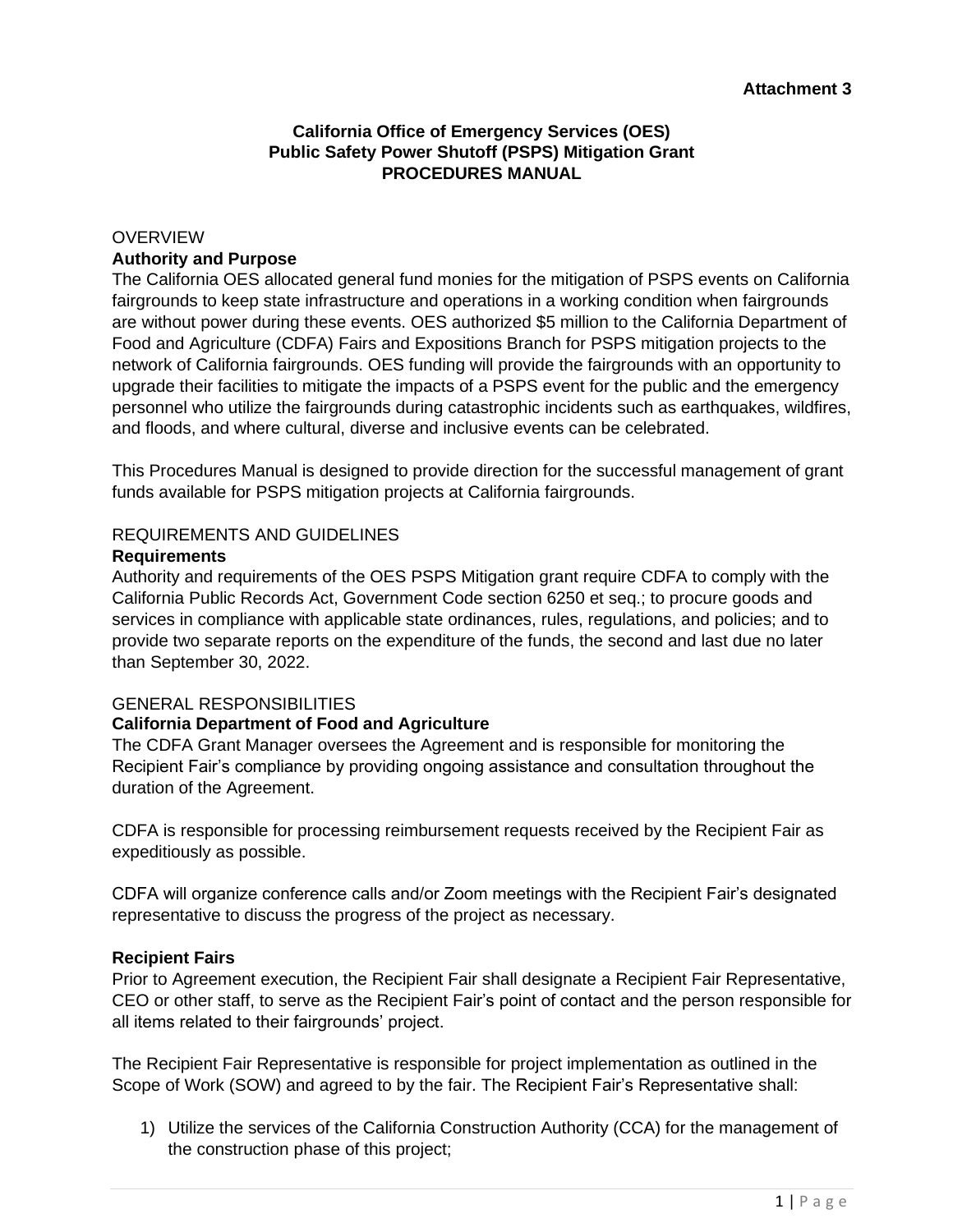**Attachment 3**

# California Office of Emergency Services (OES)
# Public Safety Power Shutoff (PSPS) Mitigation Grant
# PROCEDURES MANUAL

## OVERVIEW

### Authority and Purpose

The California OES allocated general fund monies for the mitigation of PSPS events on California fairgrounds to keep state infrastructure and operations in a working condition when fairgrounds are without power during these events. OES authorized $5 million to the California Department of Food and Agriculture (CDFA) Fairs and Expositions Branch for PSPS mitigation projects to the network of California fairgrounds. OES funding will provide the fairgrounds with an opportunity to upgrade their facilities to mitigate the impacts of a PSPS event for the public and the emergency personnel who utilize the fairgrounds during catastrophic incidents such as earthquakes, wildfires, and floods, and where cultural, diverse and inclusive events can be celebrated.

This Procedures Manual is designed to provide direction for the successful management of grant funds available for PSPS mitigation projects at California fairgrounds.

## REQUIREMENTS AND GUIDELINES

### Requirements

Authority and requirements of the OES PSPS Mitigation grant require CDFA to comply with the California Public Records Act, Government Code section 6250 et seq.; to procure goods and services in compliance with applicable state ordinances, rules, regulations, and policies; and to provide two separate reports on the expenditure of the funds, the second and last due no later than September 30, 2022.

## GENERAL RESPONSIBILITIES

### California Department of Food and Agriculture

The CDFA Grant Manager oversees the Agreement and is responsible for monitoring the Recipient Fair's compliance by providing ongoing assistance and consultation throughout the duration of the Agreement.

CDFA is responsible for processing reimbursement requests received by the Recipient Fair as expeditiously as possible.

CDFA will organize conference calls and/or Zoom meetings with the Recipient Fair's designated representative to discuss the progress of the project as necessary.

### Recipient Fairs

Prior to Agreement execution, the Recipient Fair shall designate a Recipient Fair Representative, CEO or other staff, to serve as the Recipient Fair's point of contact and the person responsible for all items related to their fairgrounds' project.

The Recipient Fair Representative is responsible for project implementation as outlined in the Scope of Work (SOW) and agreed to by the fair. The Recipient Fair's Representative shall:

1) Utilize the services of the California Construction Authority (CCA) for the management of the construction phase of this project;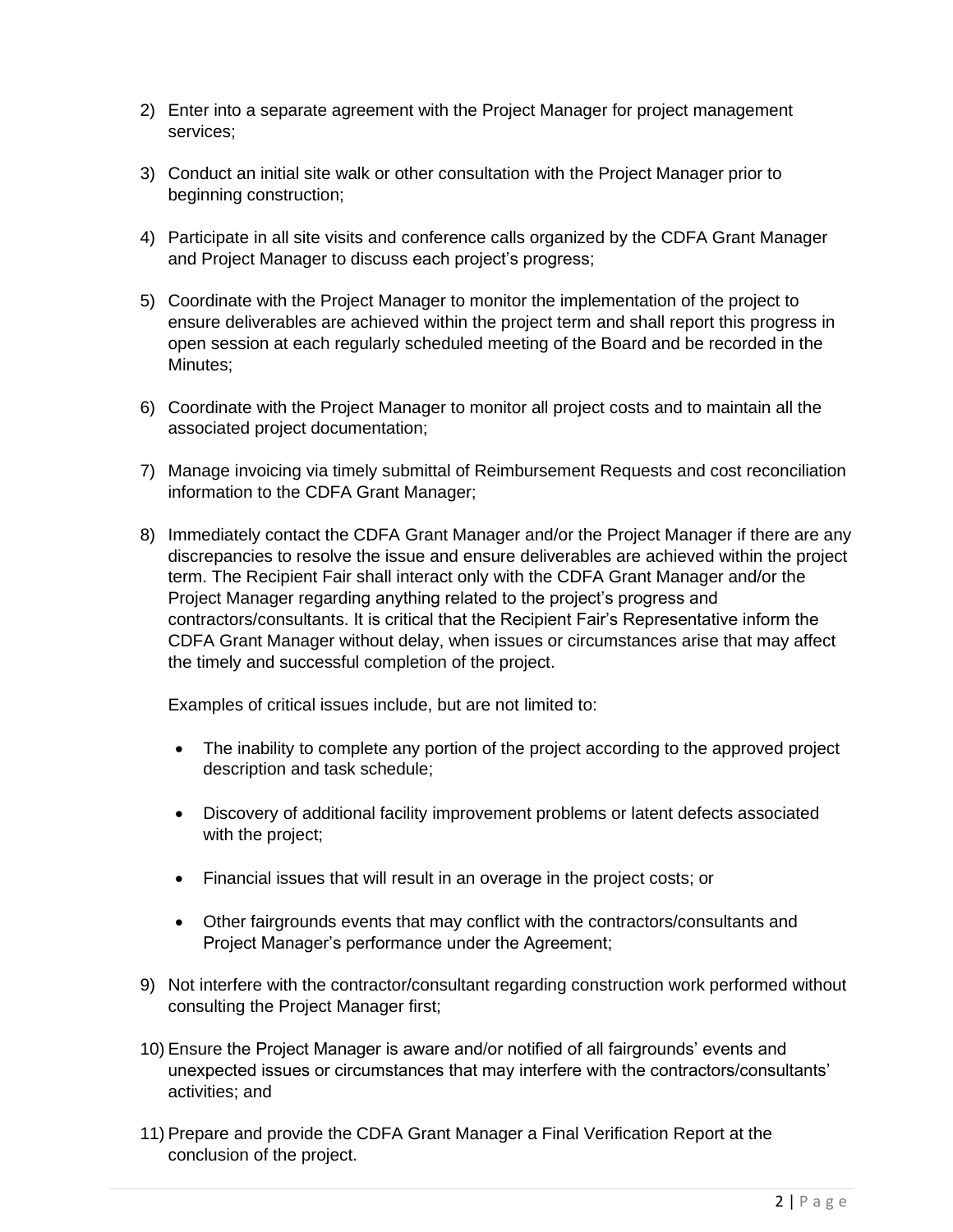2) Enter into a separate agreement with the Project Manager for project management services;

3) Conduct an initial site walk or other consultation with the Project Manager prior to beginning construction;

4) Participate in all site visits and conference calls organized by the CDFA Grant Manager and Project Manager to discuss each project's progress;

5) Coordinate with the Project Manager to monitor the implementation of the project to ensure deliverables are achieved within the project term and shall report this progress in open session at each regularly scheduled meeting of the Board and be recorded in the Minutes;

6) Coordinate with the Project Manager to monitor all project costs and to maintain all the associated project documentation;

7) Manage invoicing via timely submittal of Reimbursement Requests and cost reconciliation information to the CDFA Grant Manager;

8) Immediately contact the CDFA Grant Manager and/or the Project Manager if there are any discrepancies to resolve the issue and ensure deliverables are achieved within the project term. The Recipient Fair shall interact only with the CDFA Grant Manager and/or the Project Manager regarding anything related to the project's progress and contractors/consultants. It is critical that the Recipient Fair's Representative inform the CDFA Grant Manager without delay, when issues or circumstances arise that may affect the timely and successful completion of the project.

   Examples of critical issues include, but are not limited to:

   - The inability to complete any portion of the project according to the approved project description and task schedule;
   - Discovery of additional facility improvement problems or latent defects associated with the project;
   - Financial issues that will result in an overage in the project costs; or
   - Other fairgrounds events that may conflict with the contractors/consultants and Project Manager's performance under the Agreement;

9) Not interfere with the contractor/consultant regarding construction work performed without consulting the Project Manager first;

10) Ensure the Project Manager is aware and/or notified of all fairgrounds' events and unexpected issues or circumstances that may interfere with the contractors/consultants' activities; and

11) Prepare and provide the CDFA Grant Manager a Final Verification Report at the conclusion of the project.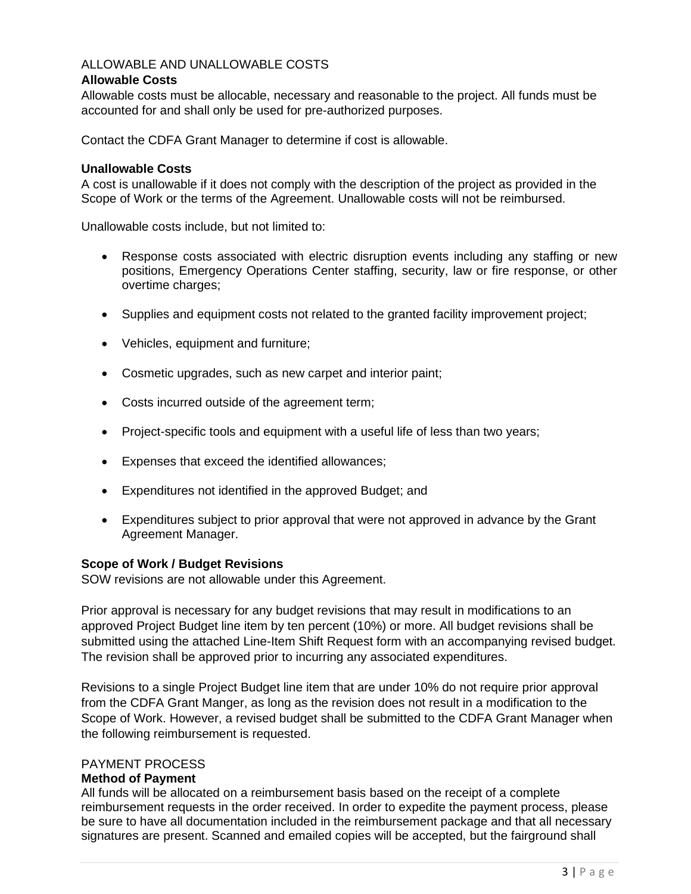ALLOWABLE AND UNALLOWABLE COSTS

**Allowable Costs**

Allowable costs must be allocable, necessary and reasonable to the project. All funds must be accounted for and shall only be used for pre-authorized purposes.

Contact the CDFA Grant Manager to determine if cost is allowable.

**Unallowable Costs**

A cost is unallowable if it does not comply with the description of the project as provided in the Scope of Work or the terms of the Agreement. Unallowable costs will not be reimbursed.

Unallowable costs include, but not limited to:

- Response costs associated with electric disruption events including any staffing or new positions, Emergency Operations Center staffing, security, law or fire response, or other overtime charges;
- Supplies and equipment costs not related to the granted facility improvement project;
- Vehicles, equipment and furniture;
- Cosmetic upgrades, such as new carpet and interior paint;
- Costs incurred outside of the agreement term;
- Project-specific tools and equipment with a useful life of less than two years;
- Expenses that exceed the identified allowances;
- Expenditures not identified in the approved Budget; and
- Expenditures subject to prior approval that were not approved in advance by the Grant Agreement Manager.

**Scope of Work / Budget Revisions**

SOW revisions are not allowable under this Agreement.

Prior approval is necessary for any budget revisions that may result in modifications to an approved Project Budget line item by ten percent (10%) or more. All budget revisions shall be submitted using the attached Line-Item Shift Request form with an accompanying revised budget. The revision shall be approved prior to incurring any associated expenditures.

Revisions to a single Project Budget line item that are under 10% do not require prior approval from the CDFA Grant Manger, as long as the revision does not result in a modification to the Scope of Work. However, a revised budget shall be submitted to the CDFA Grant Manager when the following reimbursement is requested.

PAYMENT PROCESS

**Method of Payment**

All funds will be allocated on a reimbursement basis based on the receipt of a complete reimbursement requests in the order received. In order to expedite the payment process, please be sure to have all documentation included in the reimbursement package and that all necessary signatures are present. Scanned and emailed copies will be accepted, but the fairground shall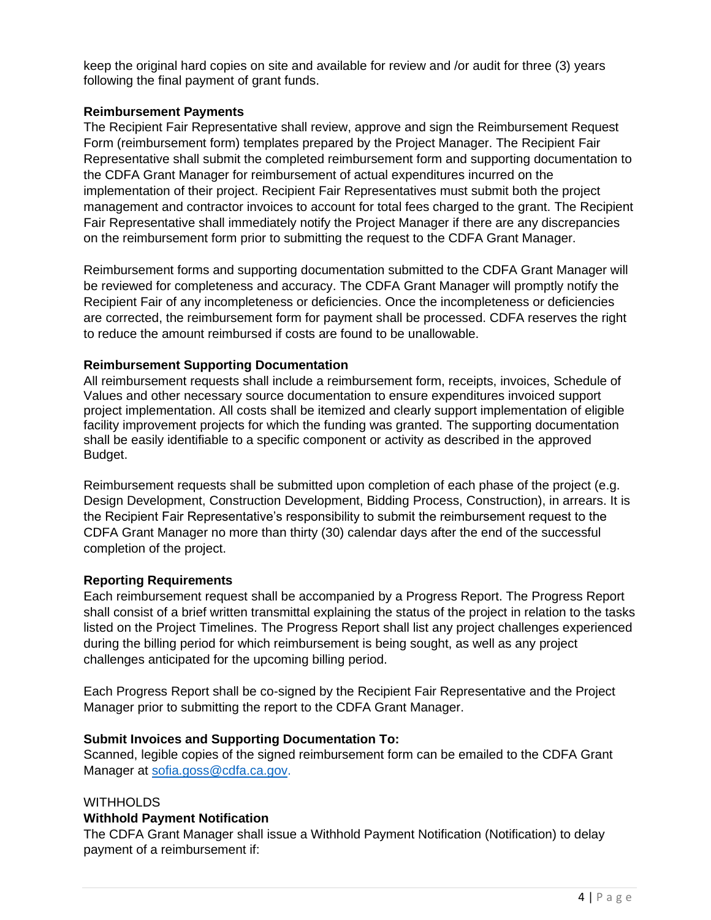keep the original hard copies on site and available for review and /or audit for three (3) years following the final payment of grant funds.

**Reimbursement Payments**

The Recipient Fair Representative shall review, approve and sign the Reimbursement Request Form (reimbursement form) templates prepared by the Project Manager. The Recipient Fair Representative shall submit the completed reimbursement form and supporting documentation to the CDFA Grant Manager for reimbursement of actual expenditures incurred on the implementation of their project. Recipient Fair Representatives must submit both the project management and contractor invoices to account for total fees charged to the grant. The Recipient Fair Representative shall immediately notify the Project Manager if there are any discrepancies on the reimbursement form prior to submitting the request to the CDFA Grant Manager.

Reimbursement forms and supporting documentation submitted to the CDFA Grant Manager will be reviewed for completeness and accuracy. The CDFA Grant Manager will promptly notify the Recipient Fair of any incompleteness or deficiencies. Once the incompleteness or deficiencies are corrected, the reimbursement form for payment shall be processed. CDFA reserves the right to reduce the amount reimbursed if costs are found to be unallowable.

**Reimbursement Supporting Documentation**

All reimbursement requests shall include a reimbursement form, receipts, invoices, Schedule of Values and other necessary source documentation to ensure expenditures invoiced support project implementation. All costs shall be itemized and clearly support implementation of eligible facility improvement projects for which the funding was granted. The supporting documentation shall be easily identifiable to a specific component or activity as described in the approved Budget.

Reimbursement requests shall be submitted upon completion of each phase of the project (e.g. Design Development, Construction Development, Bidding Process, Construction), in arrears. It is the Recipient Fair Representative's responsibility to submit the reimbursement request to the CDFA Grant Manager no more than thirty (30) calendar days after the end of the successful completion of the project.

**Reporting Requirements**

Each reimbursement request shall be accompanied by a Progress Report. The Progress Report shall consist of a brief written transmittal explaining the status of the project in relation to the tasks listed on the Project Timelines. The Progress Report shall list any project challenges experienced during the billing period for which reimbursement is being sought, as well as any project challenges anticipated for the upcoming billing period.

Each Progress Report shall be co-signed by the Recipient Fair Representative and the Project Manager prior to submitting the report to the CDFA Grant Manager.

**Submit Invoices and Supporting Documentation To:**

Scanned, legible copies of the signed reimbursement form can be emailed to the CDFA Grant Manager at sofia.goss@cdfa.ca.gov.

WITHHOLDS

**Withhold Payment Notification**

The CDFA Grant Manager shall issue a Withhold Payment Notification (Notification) to delay payment of a reimbursement if: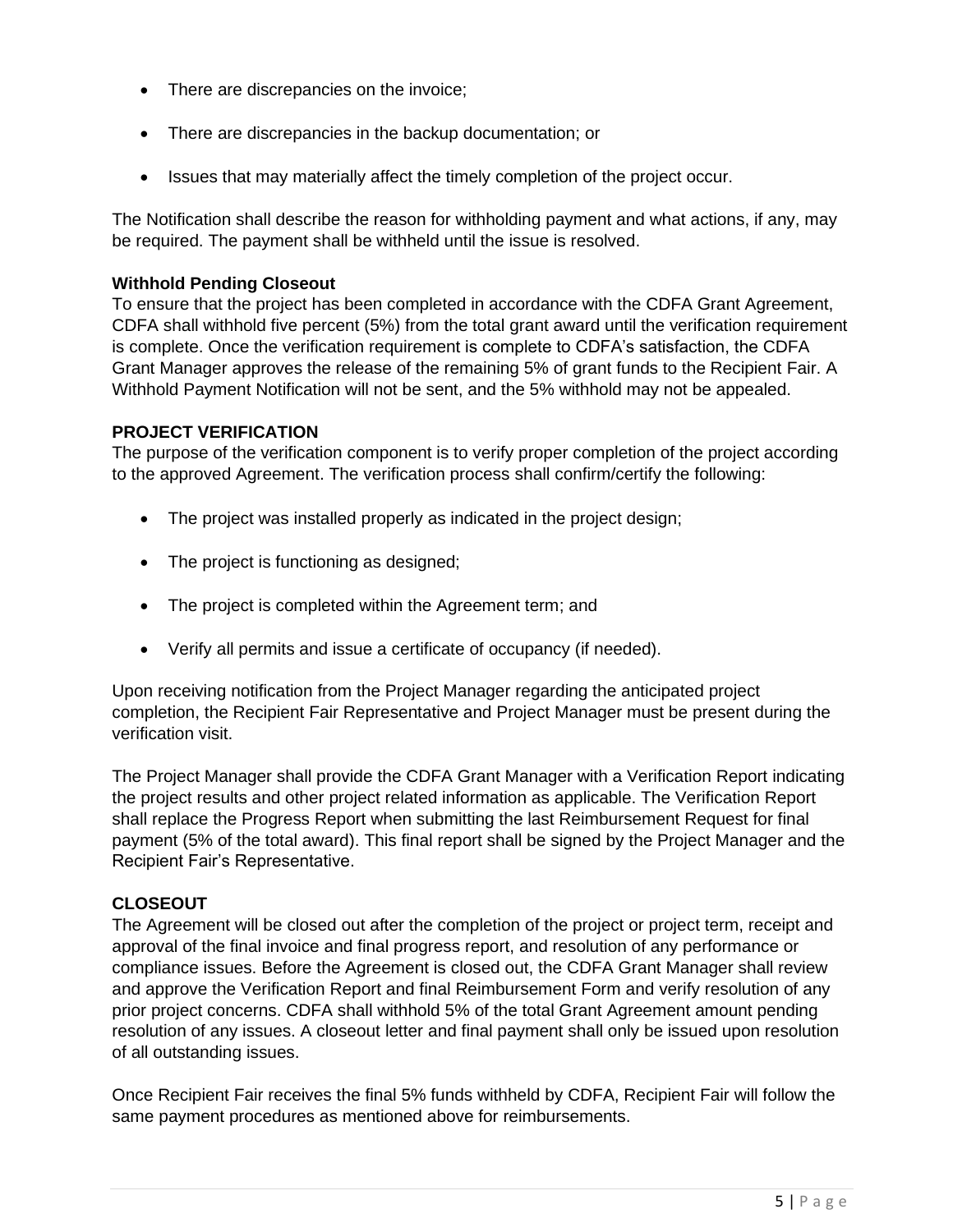- There are discrepancies on the invoice;
- There are discrepancies in the backup documentation; or
- Issues that may materially affect the timely completion of the project occur.

The Notification shall describe the reason for withholding payment and what actions, if any, may be required. The payment shall be withheld until the issue is resolved.

**Withhold Pending Closeout**

To ensure that the project has been completed in accordance with the CDFA Grant Agreement, CDFA shall withhold five percent (5%) from the total grant award until the verification requirement is complete. Once the verification requirement is complete to CDFA's satisfaction, the CDFA Grant Manager approves the release of the remaining 5% of grant funds to the Recipient Fair. A Withhold Payment Notification will not be sent, and the 5% withhold may not be appealed.

**PROJECT VERIFICATION**

The purpose of the verification component is to verify proper completion of the project according to the approved Agreement. The verification process shall confirm/certify the following:

- The project was installed properly as indicated in the project design;
- The project is functioning as designed;
- The project is completed within the Agreement term; and
- Verify all permits and issue a certificate of occupancy (if needed).

Upon receiving notification from the Project Manager regarding the anticipated project completion, the Recipient Fair Representative and Project Manager must be present during the verification visit.

The Project Manager shall provide the CDFA Grant Manager with a Verification Report indicating the project results and other project related information as applicable. The Verification Report shall replace the Progress Report when submitting the last Reimbursement Request for final payment (5% of the total award). This final report shall be signed by the Project Manager and the Recipient Fair's Representative.

**CLOSEOUT**

The Agreement will be closed out after the completion of the project or project term, receipt and approval of the final invoice and final progress report, and resolution of any performance or compliance issues. Before the Agreement is closed out, the CDFA Grant Manager shall review and approve the Verification Report and final Reimbursement Form and verify resolution of any prior project concerns. CDFA shall withhold 5% of the total Grant Agreement amount pending resolution of any issues. A closeout letter and final payment shall only be issued upon resolution of all outstanding issues.

Once Recipient Fair receives the final 5% funds withheld by CDFA, Recipient Fair will follow the same payment procedures as mentioned above for reimbursements.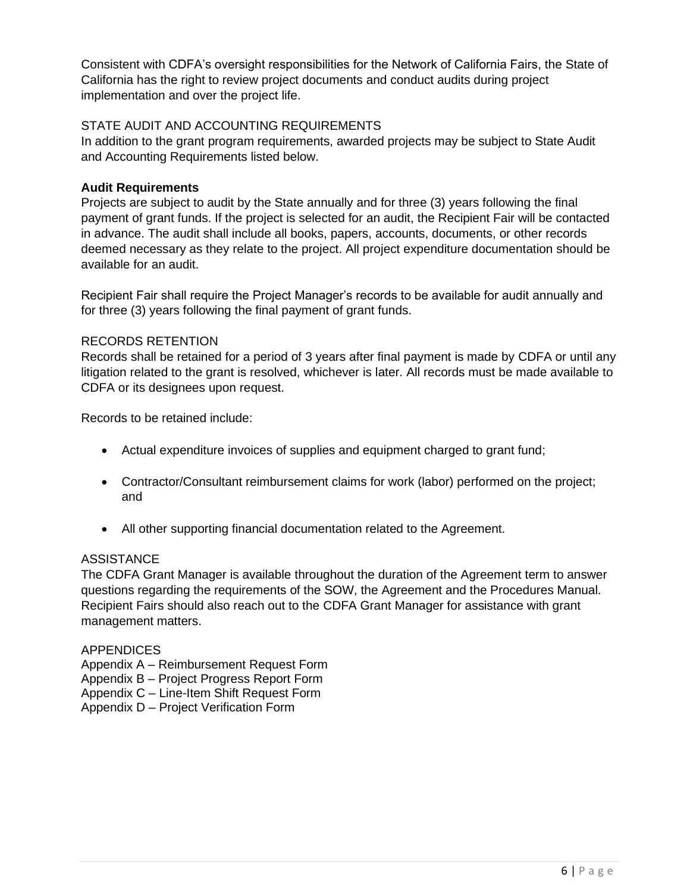Consistent with CDFA's oversight responsibilities for the Network of California Fairs, the State of California has the right to review project documents and conduct audits during project implementation and over the project life.

## STATE AUDIT AND ACCOUNTING REQUIREMENTS

In addition to the grant program requirements, awarded projects may be subject to State Audit and Accounting Requirements listed below.

### Audit Requirements

Projects are subject to audit by the State annually and for three (3) years following the final payment of grant funds. If the project is selected for an audit, the Recipient Fair will be contacted in advance. The audit shall include all books, papers, accounts, documents, or other records deemed necessary as they relate to the project. All project expenditure documentation should be available for an audit.

Recipient Fair shall require the Project Manager's records to be available for audit annually and for three (3) years following the final payment of grant funds.

## RECORDS RETENTION

Records shall be retained for a period of 3 years after final payment is made by CDFA or until any litigation related to the grant is resolved, whichever is later. All records must be made available to CDFA or its designees upon request.

Records to be retained include:

- Actual expenditure invoices of supplies and equipment charged to grant fund;
- Contractor/Consultant reimbursement claims for work (labor) performed on the project; and
- All other supporting financial documentation related to the Agreement.

## ASSISTANCE

The CDFA Grant Manager is available throughout the duration of the Agreement term to answer questions regarding the requirements of the SOW, the Agreement and the Procedures Manual. Recipient Fairs should also reach out to the CDFA Grant Manager for assistance with grant management matters.

## APPENDICES

Appendix A – Reimbursement Request Form
Appendix B – Project Progress Report Form
Appendix C – Line-Item Shift Request Form
Appendix D – Project Verification Form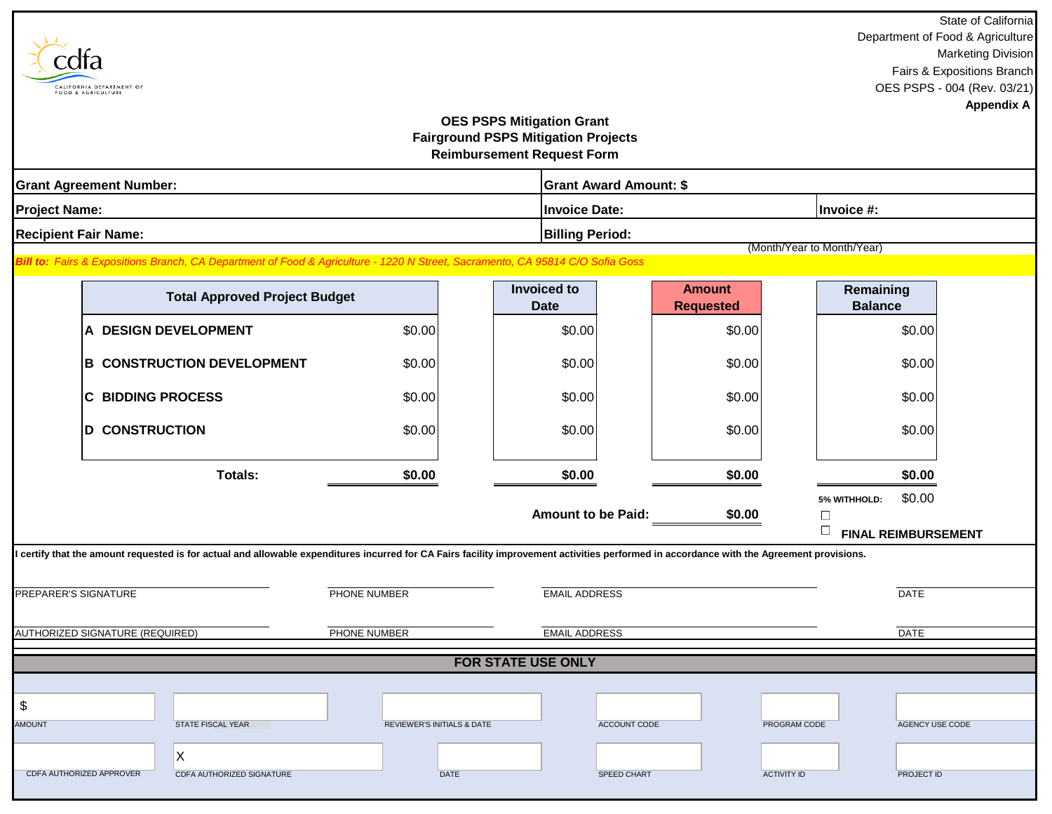State of California
Department of Food & Agriculture
Marketing Division
Fairs & Expositions Branch
OES PSPS - 004 (Rev. 03/21)
**Appendix A**

## OES PSPS Mitigation Grant
## Fairground PSPS Mitigation Projects
## Reimbursement Request Form

| | |
|---|---|
| **Grant Agreement Number:** | **Grant Award Amount: $** |
| **Project Name:** | **Invoice Date:** &nbsp;&nbsp;&nbsp;&nbsp; **Invoice #:** |
| **Recipient Fair Name:** | **Billing Period:** (Month/Year to Month/Year) |

***Bill to:*** *Fairs & Expositions Branch, CA Department of Food & Agriculture - 1220 N Street, Sacramento, CA 95814 C/O Sofia Goss*

| Total Approved Project Budget | | Invoiced to Date | Amount Requested | Remaining Balance |
|---|---|---|---|---|
| **A DESIGN DEVELOPMENT** | $0.00 | $0.00 | $0.00 | $0.00 |
| **B CONSTRUCTION DEVELOPMENT** | $0.00 | $0.00 | $0.00 | $0.00 |
| **C BIDDING PROCESS** | $0.00 | $0.00 | $0.00 | $0.00 |
| **D CONSTRUCTION** | $0.00 | $0.00 | $0.00 | $0.00 |
| **Totals:** | **$0.00** | **$0.00** | **$0.00** | **$0.00** |

**5% WITHHOLD:** $0.00 ☐

**Amount to be Paid:** **$0.00**

☐ **FINAL REIMBURSEMENT**

**I certify that the amount requested is for actual and allowable expenditures incurred for CA Fairs facility improvement activities performed in accordance with the Agreement provisions.**

| PREPARER'S SIGNATURE | PHONE NUMBER | EMAIL ADDRESS | DATE |
|---|---|---|---|
| AUTHORIZED SIGNATURE (REQUIRED) | PHONE NUMBER | EMAIL ADDRESS | DATE |

### FOR STATE USE ONLY

| $ | | | | | |
|---|---|---|---|---|---|
| AMOUNT | STATE FISCAL YEAR | REVIEWER'S INITIALS & DATE | ACCOUNT CODE | PROGRAM CODE | AGENCY USE CODE |
| | X | | | | |
| CDFA AUTHORIZED APPROVER | CDFA AUTHORIZED SIGNATURE | DATE | SPEED CHART | ACTIVITY ID | PROJECT ID |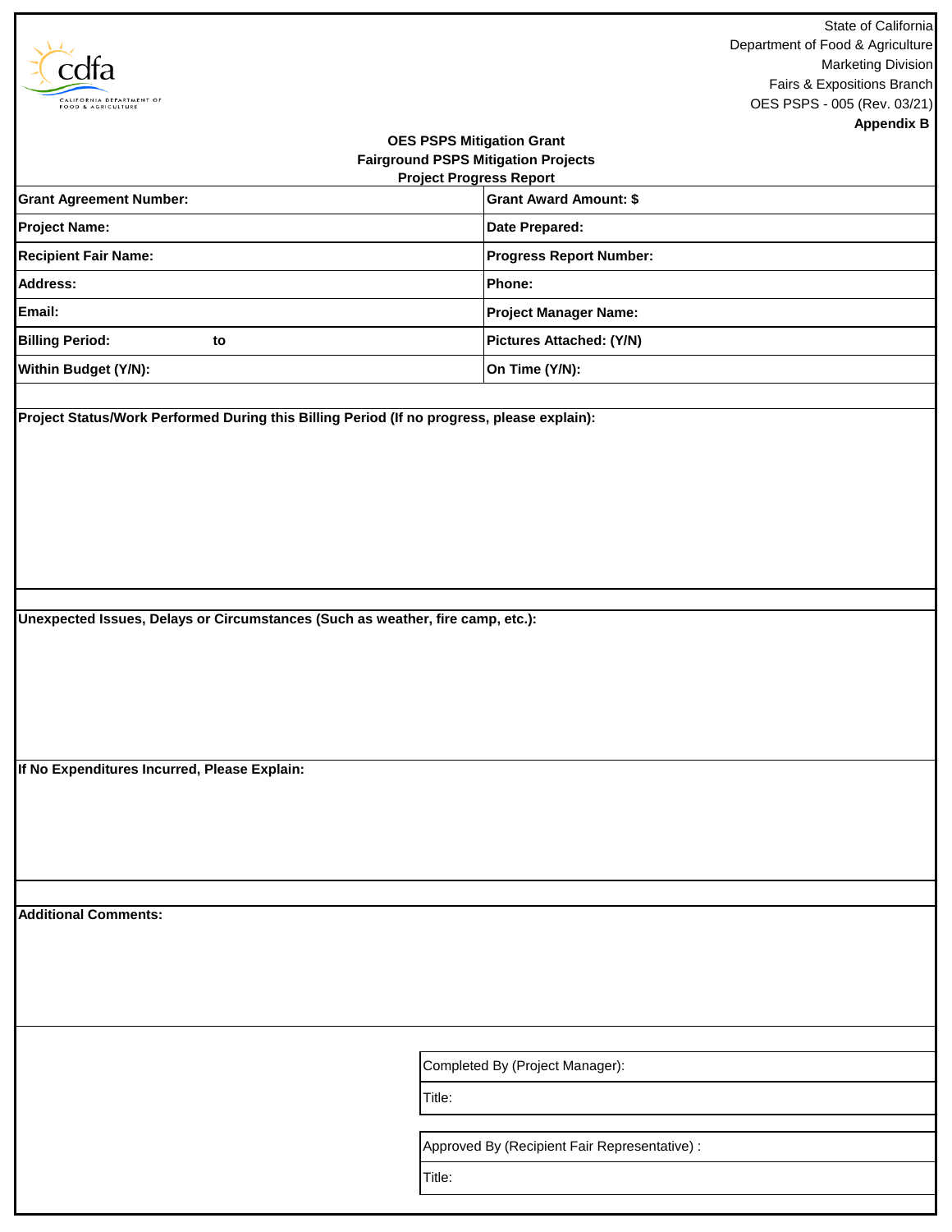State of California
Department of Food & Agriculture
Marketing Division
Fairs & Expositions Branch
OES PSPS - 005 (Rev. 03/21)
**Appendix B**

**OES PSPS Mitigation Grant**
**Fairground PSPS Mitigation Projects**
**Project Progress Report**

| **Grant Agreement Number:** | **Grant Award Amount: $** |
|---|---|
| **Project Name:** | **Date Prepared:** |
| **Recipient Fair Name:** | **Progress Report Number:** |
| **Address:** | **Phone:** |
| **Email:** | **Project Manager Name:** |
| **Billing Period:** to | **Pictures Attached: (Y/N)** |
| **Within Budget (Y/N):** | **On Time (Y/N):** |

**Project Status/Work Performed During this Billing Period (If no progress, please explain):**

**Unexpected Issues, Delays or Circumstances (Such as weather, fire camp, etc.):**

**If No Expenditures Incurred, Please Explain:**

**Additional Comments:**

| | |
|---|---|
| Completed By (Project Manager): | |
| Title: | |

| | |
|---|---|
| Approved By (Recipient Fair Representative) : | |
| Title: | |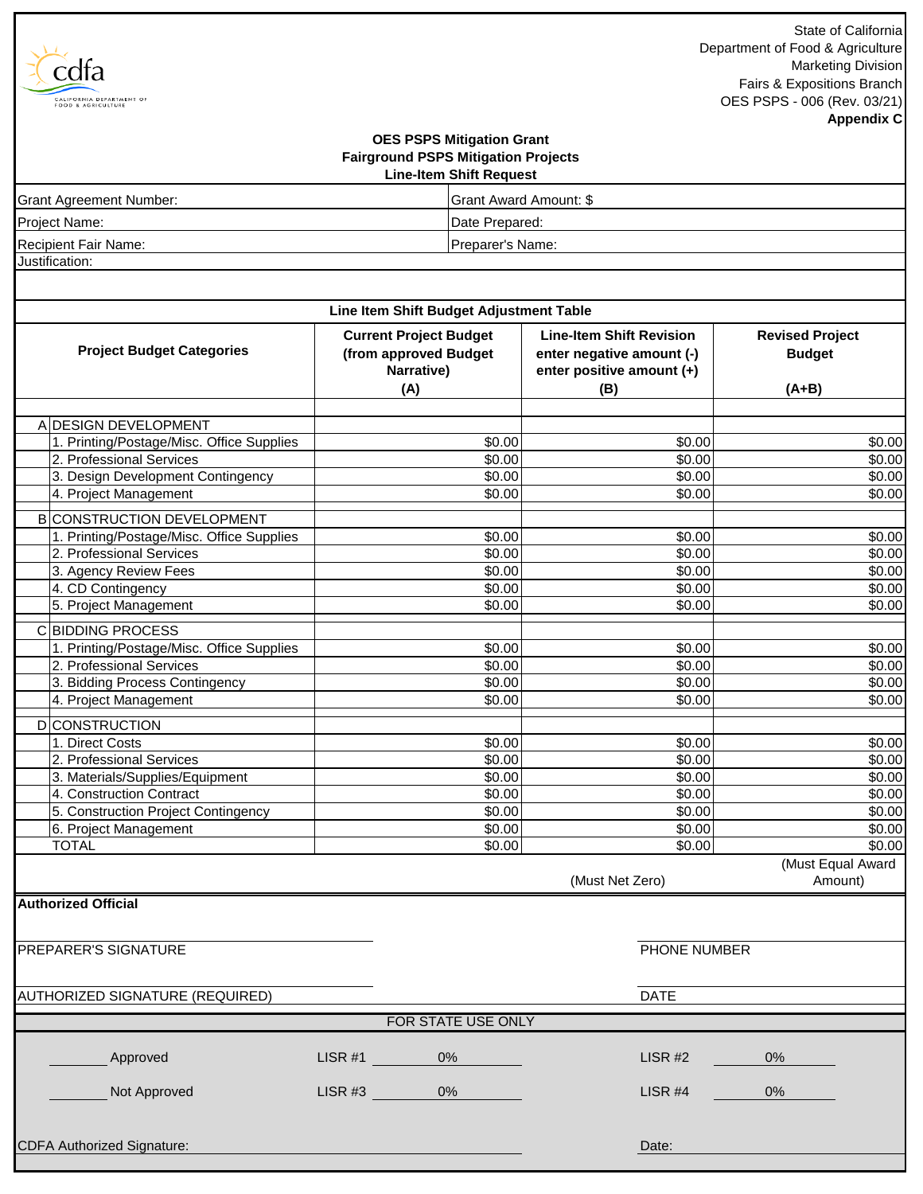State of California
Department of Food & Agriculture
Marketing Division
Fairs & Expositions Branch
OES PSPS - 006 (Rev. 03/21)
**Appendix C**

**OES PSPS Mitigation Grant**
**Fairground PSPS Mitigation Projects**
**Line-Item Shift Request**

| | |
|---|---|
| Grant Agreement Number: | Grant Award Amount: $ |
| Project Name: | Date Prepared: |
| Recipient Fair Name: | Preparer's Name: |

Justification:

**Line Item Shift Budget Adjustment Table**

| **Project Budget Categories** | **Current Project Budget (from approved Budget Narrative) (A)** | **Line-Item Shift Revision enter negative amount (-) enter positive amount (+) (B)** | **Revised Project Budget (A+B)** |
|---|---|---|---|
| A DESIGN DEVELOPMENT | | | |
| 1. Printing/Postage/Misc. Office Supplies | $0.00 | $0.00 | $0.00 |
| 2. Professional Services | $0.00 | $0.00 | $0.00 |
| 3. Design Development Contingency | $0.00 | $0.00 | $0.00 |
| 4. Project Management | $0.00 | $0.00 | $0.00 |
| B CONSTRUCTION DEVELOPMENT | | | |
| 1. Printing/Postage/Misc. Office Supplies | $0.00 | $0.00 | $0.00 |
| 2. Professional Services | $0.00 | $0.00 | $0.00 |
| 3. Agency Review Fees | $0.00 | $0.00 | $0.00 |
| 4. CD Contingency | $0.00 | $0.00 | $0.00 |
| 5. Project Management | $0.00 | $0.00 | $0.00 |
| C BIDDING PROCESS | | | |
| 1. Printing/Postage/Misc. Office Supplies | $0.00 | $0.00 | $0.00 |
| 2. Professional Services | $0.00 | $0.00 | $0.00 |
| 3. Bidding Process Contingency | $0.00 | $0.00 | $0.00 |
| 4. Project Management | $0.00 | $0.00 | $0.00 |
| D CONSTRUCTION | | | |
| 1. Direct Costs | $0.00 | $0.00 | $0.00 |
| 2. Professional Services | $0.00 | $0.00 | $0.00 |
| 3. Materials/Supplies/Equipment | $0.00 | $0.00 | $0.00 |
| 4. Construction Contract | $0.00 | $0.00 | $0.00 |
| 5. Construction Project Contingency | $0.00 | $0.00 | $0.00 |
| 6. Project Management | $0.00 | $0.00 | $0.00 |
| TOTAL | $0.00 | $0.00 | $0.00 |
| | | (Must Net Zero) | (Must Equal Award Amount) |

**Authorized Official**

PREPARER'S SIGNATURE ____________________ PHONE NUMBER ____________________

AUTHORIZED SIGNATURE (REQUIRED) ____________________ DATE ____________________

FOR STATE USE ONLY

\_\_\_\_\_\_\_\_ Approved　　LISR #1 0%　　LISR #2 0%

\_\_\_\_\_\_\_\_ Not Approved　　LISR #3 0%　　LISR #4 0%

CDFA Authorized Signature: ____________________ Date: ____________________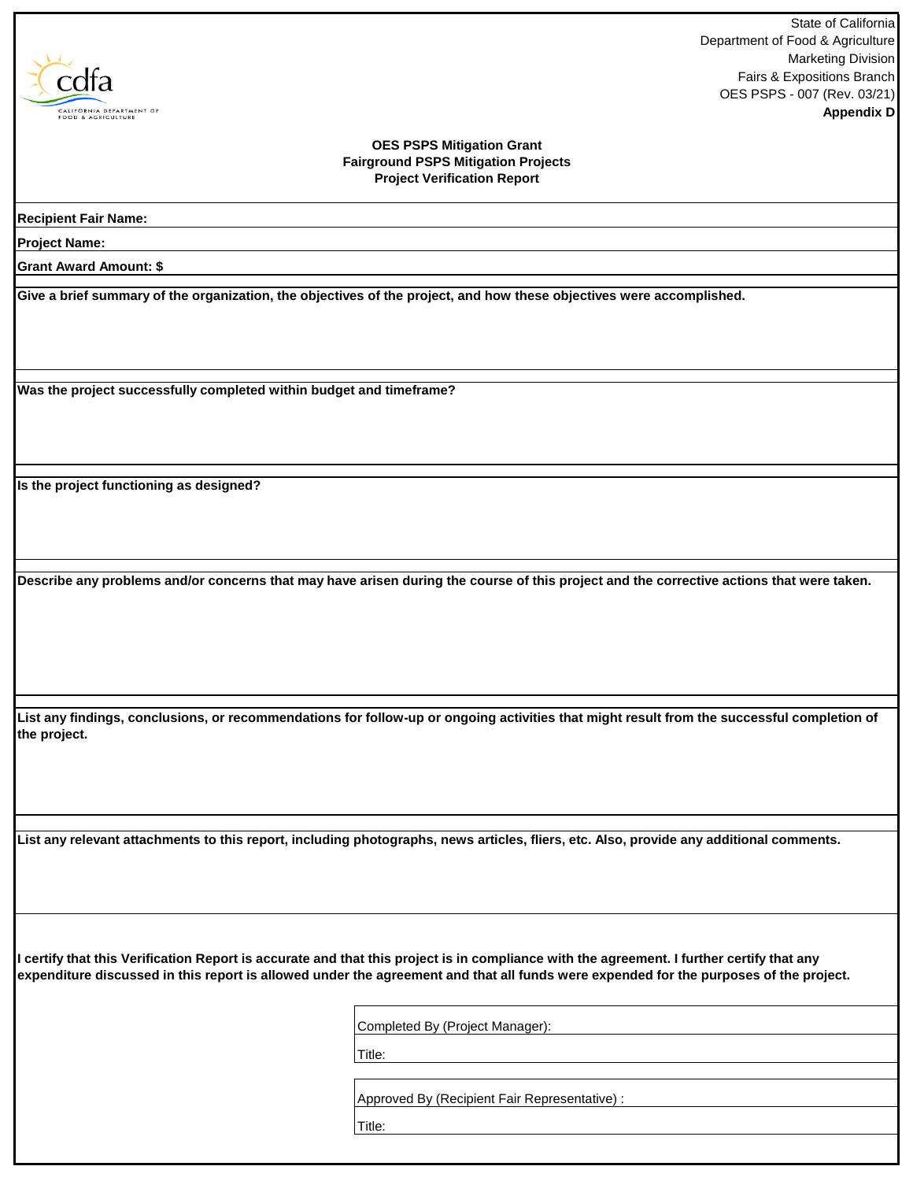State of California
Department of Food & Agriculture
Marketing Division
Fairs & Expositions Branch
OES PSPS - 007 (Rev. 03/21)
**Appendix D**

**OES PSPS Mitigation Grant**
**Fairground PSPS Mitigation Projects**
**Project Verification Report**

**Recipient Fair Name:**

**Project Name:**

**Grant Award Amount: $**

**Give a brief summary of the organization, the objectives of the project, and how these objectives were accomplished.**

**Was the project successfully completed within budget and timeframe?**

**Is the project functioning as designed?**

**Describe any problems and/or concerns that may have arisen during the course of this project and the corrective actions that were taken.**

**List any findings, conclusions, or recommendations for follow-up or ongoing activities that might result from the successful completion of the project.**

**List any relevant attachments to this report, including photographs, news articles, fliers, etc. Also, provide any additional comments.**

**I certify that this Verification Report is accurate and that this project is in compliance with the agreement. I further certify that any expenditure discussed in this report is allowed under the agreement and that all funds were expended for the purposes of the project.**

Completed By (Project Manager):

Title:

Approved By (Recipient Fair Representative) :

Title: